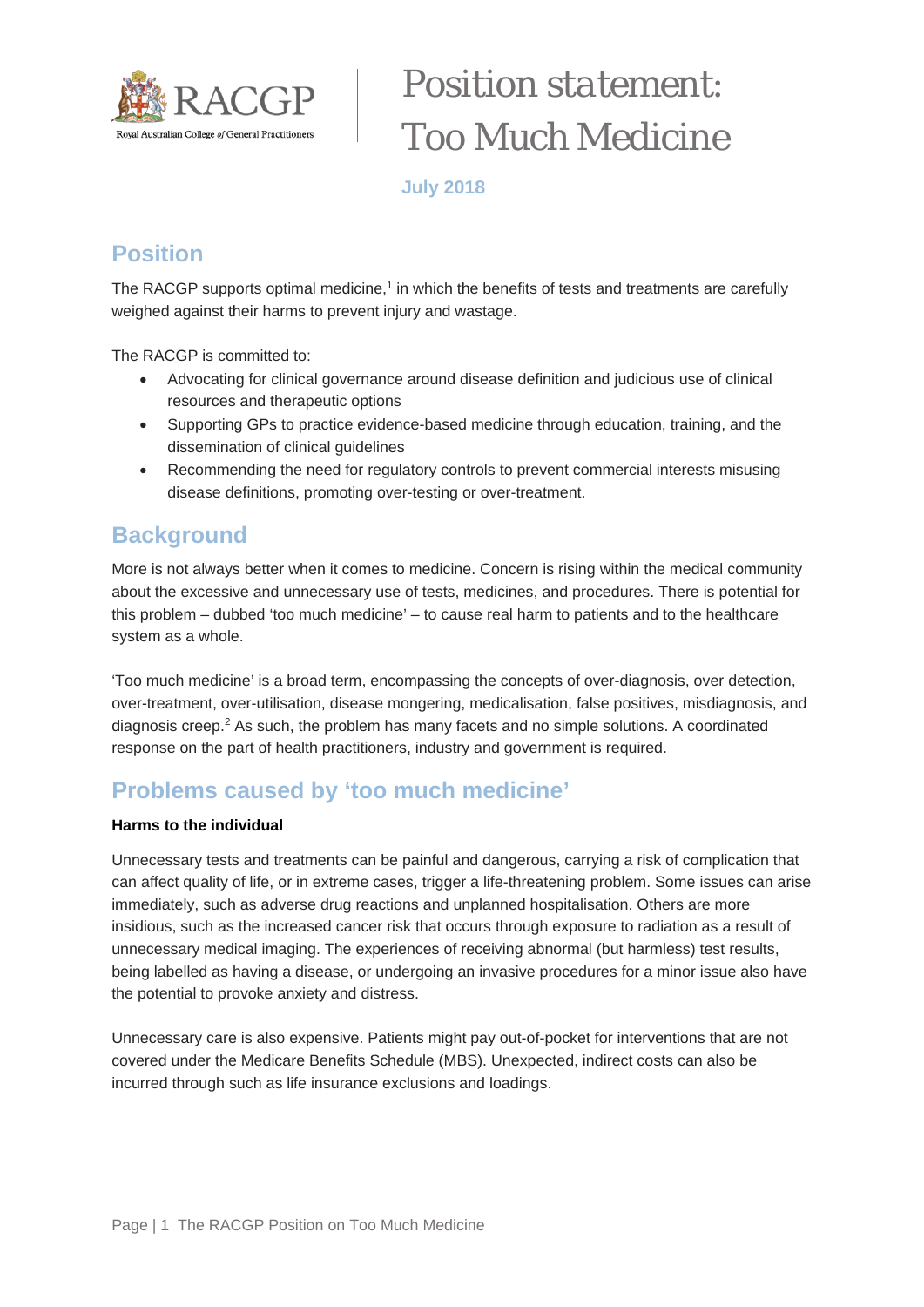# Position statement: Too Much Medicine

**July 2018**

## Position

The RACGP supports optimal medicine,[1] in which the benefits of tests and treatments are carefully weighed against their harms to prevent injury and wastage.

The RACGP is committed to:

- Advocating for clinical governance around disease definition and judicious use of clinical resources and therapeutic options
- Supporting GPs to practice evidence-based medicine through education, training, and the dissemination of clinical guidelines
- Recommending the need for regulatory controls to prevent commercial interests misusing disease definitions, promoting over-testing or over-treatment.

## Background

More is not always better when it comes to medicine. Concern is rising within the medical community about the excessive and unnecessary use of tests, medicines, and procedures. There is potential for this problem – dubbed 'too much medicine' – to cause real harm to patients and to the healthcare system as a whole.

'Too much medicine' is a broad term, encompassing the concepts of over-diagnosis, over detection, over-treatment, over-utilisation, disease mongering, medicalisation, false positives, misdiagnosis, and diagnosis creep.[2] As such, the problem has many facets and no simple solutions. A coordinated response on the part of health practitioners, industry and government is required.

## Problems caused by 'too much medicine'

**Harms to the individual**

Unnecessary tests and treatments can be painful and dangerous, carrying a risk of complication that can affect quality of life, or in extreme cases, trigger a life-threatening problem. Some issues can arise immediately, such as adverse drug reactions and unplanned hospitalisation. Others are more insidious, such as the increased cancer risk that occurs through exposure to radiation as a result of unnecessary medical imaging. The experiences of receiving abnormal (but harmless) test results, being labelled as having a disease, or undergoing an invasive procedures for a minor issue also have the potential to provoke anxiety and distress.

Unnecessary care is also expensive. Patients might pay out-of-pocket for interventions that are not covered under the Medicare Benefits Schedule (MBS). Unexpected, indirect costs can also be incurred through such as life insurance exclusions and loadings.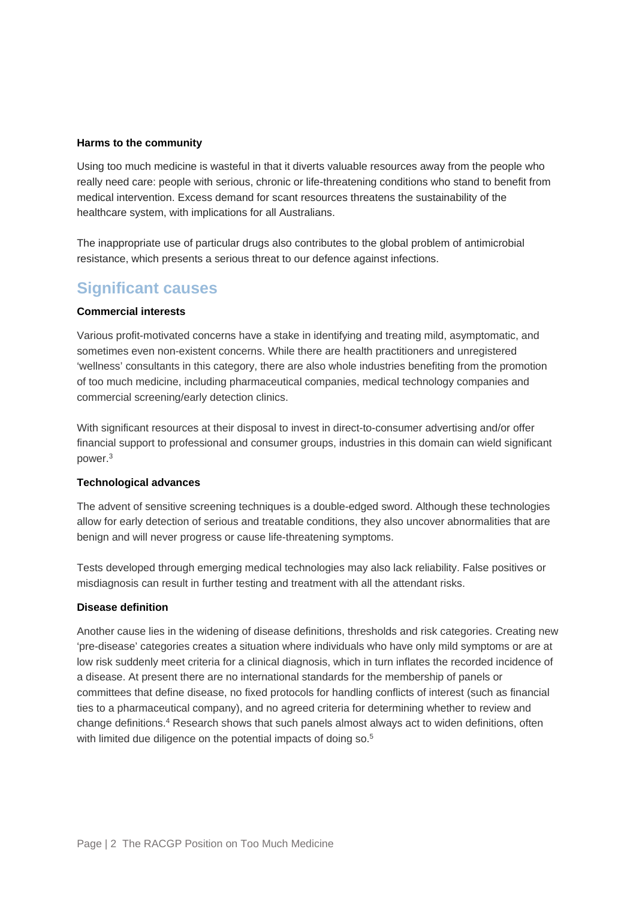### Harms to the community

Using too much medicine is wasteful in that it diverts valuable resources away from the people who really need care: people with serious, chronic or life-threatening conditions who stand to benefit from medical intervention. Excess demand for scant resources threatens the sustainability of the healthcare system, with implications for all Australians.

The inappropriate use of particular drugs also contributes to the global problem of antimicrobial resistance, which presents a serious threat to our defence against infections.

## Significant causes

### Commercial interests

Various profit-motivated concerns have a stake in identifying and treating mild, asymptomatic, and sometimes even non-existent concerns. While there are health practitioners and unregistered 'wellness' consultants in this category, there are also whole industries benefiting from the promotion of too much medicine, including pharmaceutical companies, medical technology companies and commercial screening/early detection clinics.

With significant resources at their disposal to invest in direct-to-consumer advertising and/or offer financial support to professional and consumer groups, industries in this domain can wield significant power.[3]

### Technological advances

The advent of sensitive screening techniques is a double-edged sword. Although these technologies allow for early detection of serious and treatable conditions, they also uncover abnormalities that are benign and will never progress or cause life-threatening symptoms.

Tests developed through emerging medical technologies may also lack reliability. False positives or misdiagnosis can result in further testing and treatment with all the attendant risks.

### Disease definition

Another cause lies in the widening of disease definitions, thresholds and risk categories. Creating new 'pre-disease' categories creates a situation where individuals who have only mild symptoms or are at low risk suddenly meet criteria for a clinical diagnosis, which in turn inflates the recorded incidence of a disease. At present there are no international standards for the membership of panels or committees that define disease, no fixed protocols for handling conflicts of interest (such as financial ties to a pharmaceutical company), and no agreed criteria for determining whether to review and change definitions.[4] Research shows that such panels almost always act to widen definitions, often with limited due diligence on the potential impacts of doing so.[5]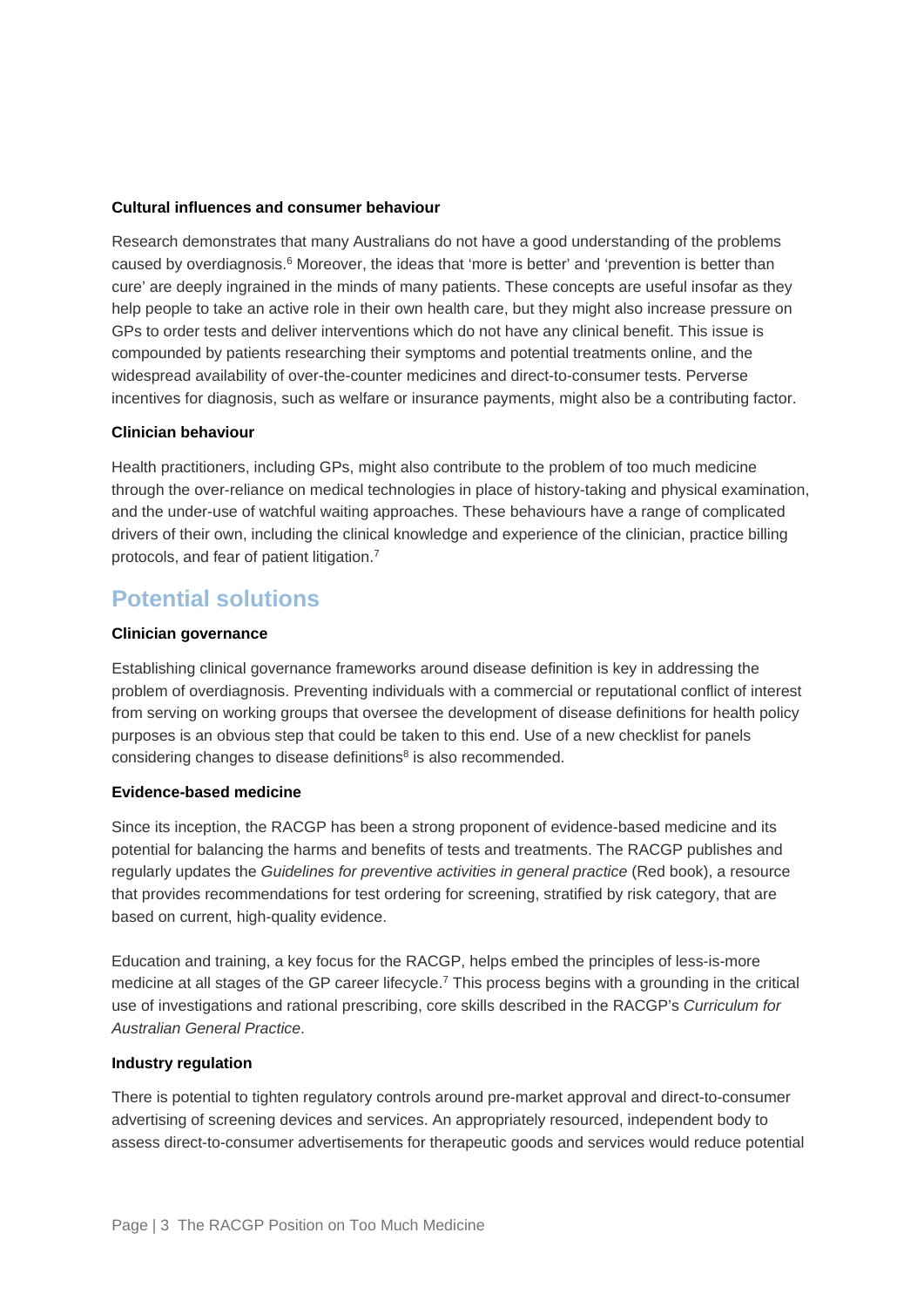#### Cultural influences and consumer behaviour

Research demonstrates that many Australians do not have a good understanding of the problems caused by overdiagnosis.[6] Moreover, the ideas that 'more is better' and 'prevention is better than cure' are deeply ingrained in the minds of many patients. These concepts are useful insofar as they help people to take an active role in their own health care, but they might also increase pressure on GPs to order tests and deliver interventions which do not have any clinical benefit. This issue is compounded by patients researching their symptoms and potential treatments online, and the widespread availability of over-the-counter medicines and direct-to-consumer tests. Perverse incentives for diagnosis, such as welfare or insurance payments, might also be a contributing factor.

#### Clinician behaviour

Health practitioners, including GPs, might also contribute to the problem of too much medicine through the over-reliance on medical technologies in place of history-taking and physical examination, and the under-use of watchful waiting approaches. These behaviours have a range of complicated drivers of their own, including the clinical knowledge and experience of the clinician, practice billing protocols, and fear of patient litigation.[7]

## Potential solutions

#### Clinician governance

Establishing clinical governance frameworks around disease definition is key in addressing the problem of overdiagnosis. Preventing individuals with a commercial or reputational conflict of interest from serving on working groups that oversee the development of disease definitions for health policy purposes is an obvious step that could be taken to this end. Use of a new checklist for panels considering changes to disease definitions[8] is also recommended.

#### Evidence-based medicine

Since its inception, the RACGP has been a strong proponent of evidence-based medicine and its potential for balancing the harms and benefits of tests and treatments. The RACGP publishes and regularly updates the *Guidelines for preventive activities in general practice* (Red book), a resource that provides recommendations for test ordering for screening, stratified by risk category, that are based on current, high-quality evidence.

Education and training, a key focus for the RACGP, helps embed the principles of less-is-more medicine at all stages of the GP career lifecycle.[7] This process begins with a grounding in the critical use of investigations and rational prescribing, core skills described in the RACGP's *Curriculum for Australian General Practice*.

#### Industry regulation

There is potential to tighten regulatory controls around pre-market approval and direct-to-consumer advertising of screening devices and services. An appropriately resourced, independent body to assess direct-to-consumer advertisements for therapeutic goods and services would reduce potential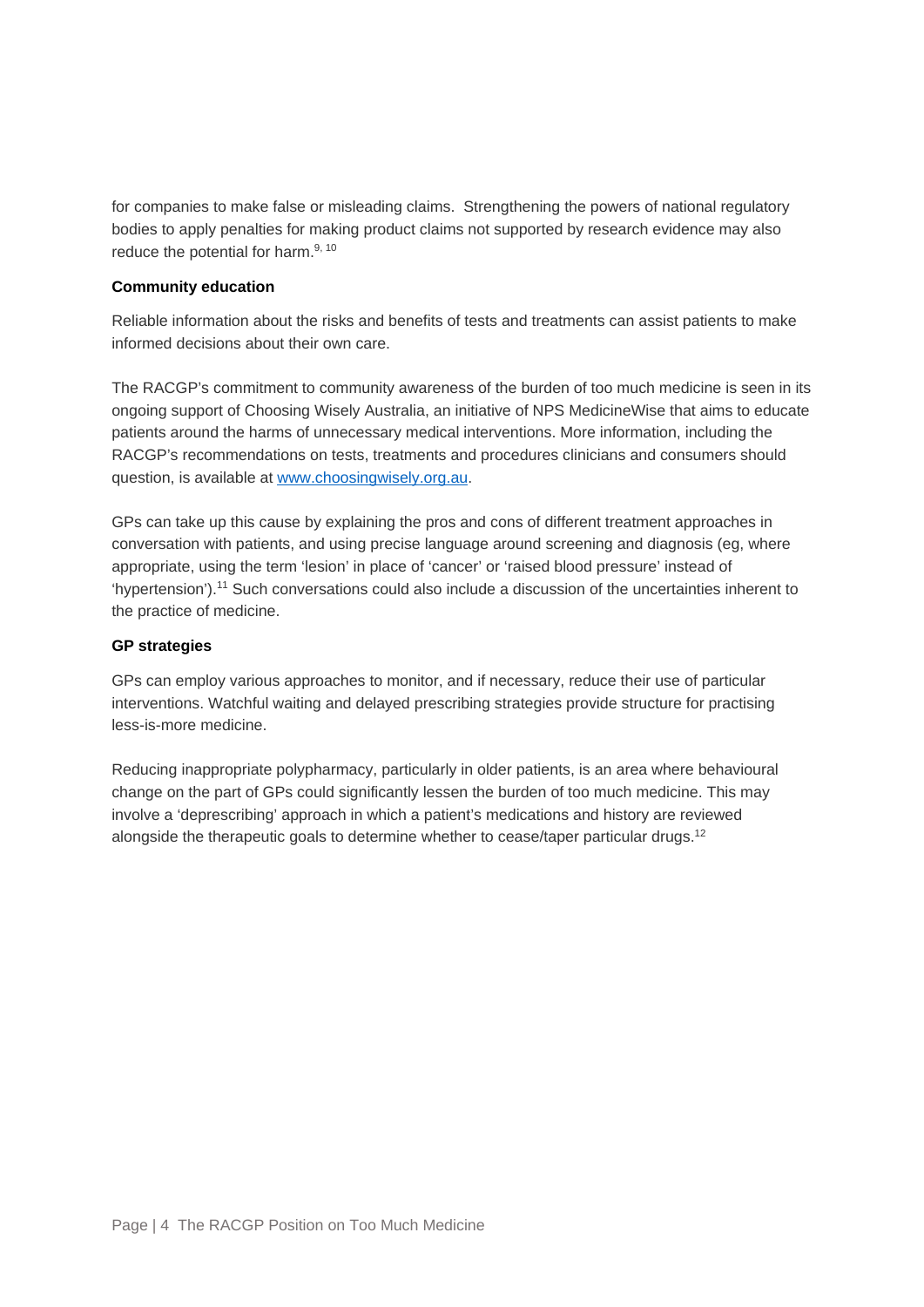for companies to make false or misleading claims. Strengthening the powers of national regulatory bodies to apply penalties for making product claims not supported by research evidence may also reduce the potential for harm.[9, 10]

**Community education**

Reliable information about the risks and benefits of tests and treatments can assist patients to make informed decisions about their own care.

The RACGP's commitment to community awareness of the burden of too much medicine is seen in its ongoing support of Choosing Wisely Australia, an initiative of NPS MedicineWise that aims to educate patients around the harms of unnecessary medical interventions. More information, including the RACGP's recommendations on tests, treatments and procedures clinicians and consumers should question, is available at [www.choosingwisely.org.au](http://www.choosingwisely.org.au).

GPs can take up this cause by explaining the pros and cons of different treatment approaches in conversation with patients, and using precise language around screening and diagnosis (eg, where appropriate, using the term 'lesion' in place of 'cancer' or 'raised blood pressure' instead of 'hypertension').[11] Such conversations could also include a discussion of the uncertainties inherent to the practice of medicine.

**GP strategies**

GPs can employ various approaches to monitor, and if necessary, reduce their use of particular interventions. Watchful waiting and delayed prescribing strategies provide structure for practising less-is-more medicine.

Reducing inappropriate polypharmacy, particularly in older patients, is an area where behavioural change on the part of GPs could significantly lessen the burden of too much medicine. This may involve a 'deprescribing' approach in which a patient's medications and history are reviewed alongside the therapeutic goals to determine whether to cease/taper particular drugs.[12]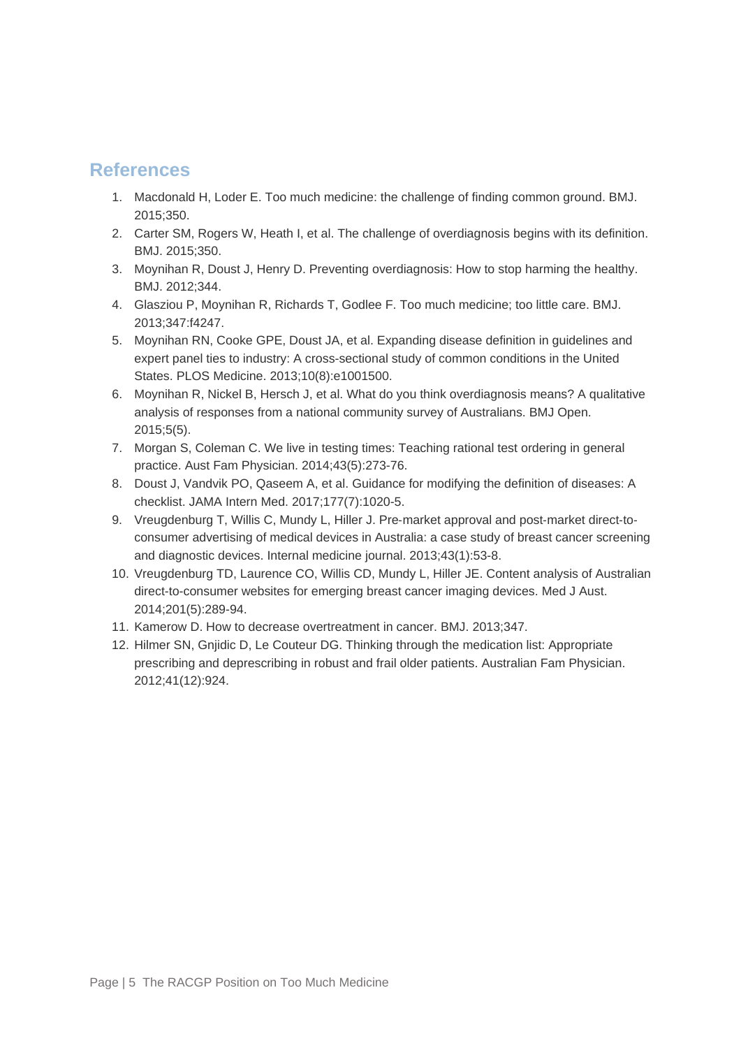## References

1. Macdonald H, Loder E. Too much medicine: the challenge of finding common ground. BMJ. 2015;350.
2. Carter SM, Rogers W, Heath I, et al. The challenge of overdiagnosis begins with its definition. BMJ. 2015;350.
3. Moynihan R, Doust J, Henry D. Preventing overdiagnosis: How to stop harming the healthy. BMJ. 2012;344.
4. Glasziou P, Moynihan R, Richards T, Godlee F. Too much medicine; too little care. BMJ. 2013;347:f4247.
5. Moynihan RN, Cooke GPE, Doust JA, et al. Expanding disease definition in guidelines and expert panel ties to industry: A cross-sectional study of common conditions in the United States. PLOS Medicine. 2013;10(8):e1001500.
6. Moynihan R, Nickel B, Hersch J, et al. What do you think overdiagnosis means? A qualitative analysis of responses from a national community survey of Australians. BMJ Open. 2015;5(5).
7. Morgan S, Coleman C. We live in testing times: Teaching rational test ordering in general practice. Aust Fam Physician. 2014;43(5):273-76.
8. Doust J, Vandvik PO, Qaseem A, et al. Guidance for modifying the definition of diseases: A checklist. JAMA Intern Med. 2017;177(7):1020-5.
9. Vreugdenburg T, Willis C, Mundy L, Hiller J. Pre-market approval and post-market direct-to-consumer advertising of medical devices in Australia: a case study of breast cancer screening and diagnostic devices. Internal medicine journal. 2013;43(1):53-8.
10. Vreugdenburg TD, Laurence CO, Willis CD, Mundy L, Hiller JE. Content analysis of Australian direct-to-consumer websites for emerging breast cancer imaging devices. Med J Aust. 2014;201(5):289-94.
11. Kamerow D. How to decrease overtreatment in cancer. BMJ. 2013;347.
12. Hilmer SN, Gnjidic D, Le Couteur DG. Thinking through the medication list: Appropriate prescribing and deprescribing in robust and frail older patients. Australian Fam Physician. 2012;41(12):924.